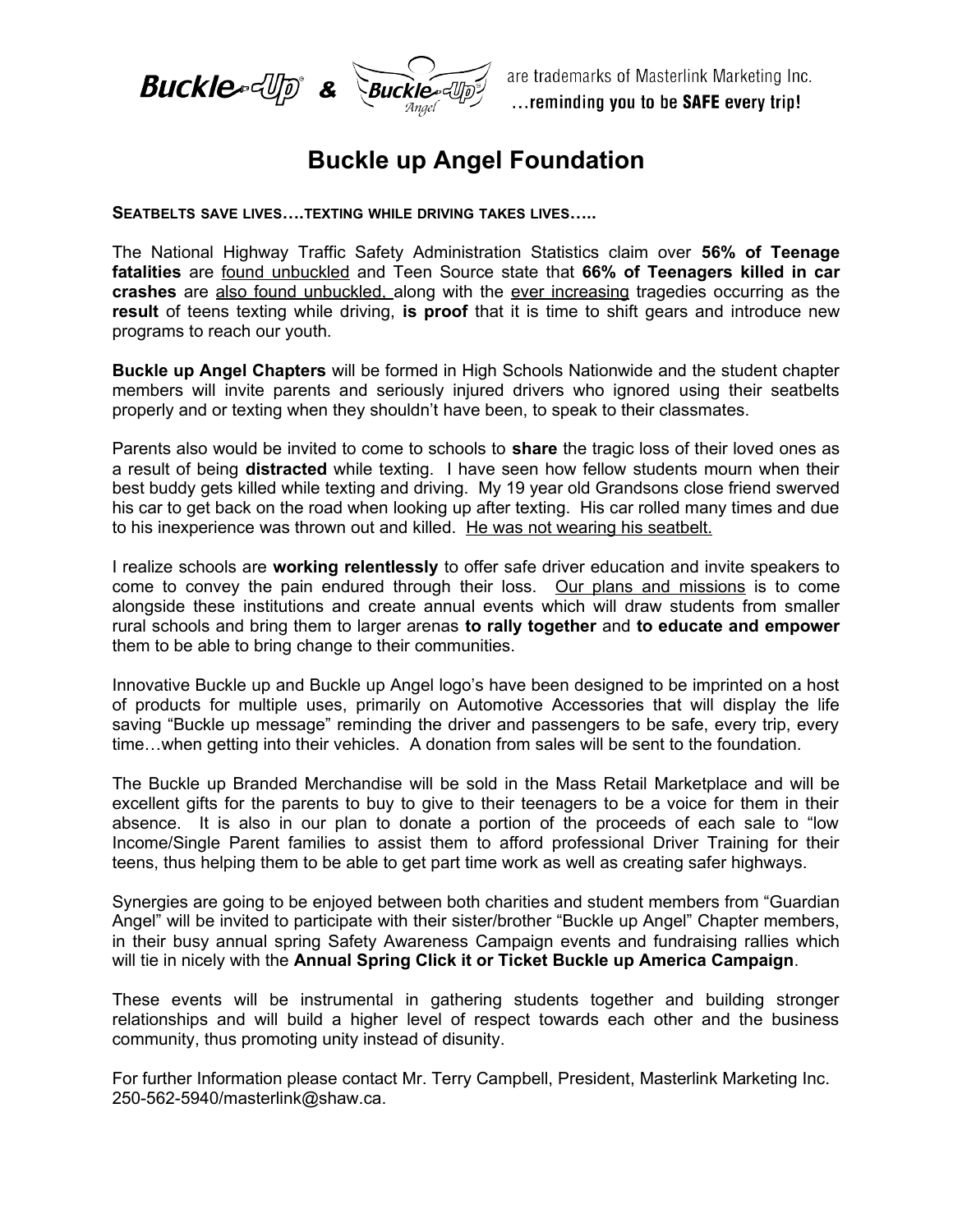Buckle-Up® & Buckle-Up® Angel are trademarks of Masterlink Marketing Inc. ...reminding you to be **SAFE** every trip!

# Buckle up Angel Foundation

**SEATBELTS SAVE LIVES….TEXTING WHILE DRIVING TAKES LIVES…..**

The National Highway Traffic Safety Administration Statistics claim over **56% of Teenage fatalities** are found unbuckled and Teen Source state that **66% of Teenagers killed in car crashes** are also found unbuckled, along with the ever increasing tragedies occurring as the **result** of teens texting while driving, **is proof** that it is time to shift gears and introduce new programs to reach our youth.

**Buckle up Angel Chapters** will be formed in High Schools Nationwide and the student chapter members will invite parents and seriously injured drivers who ignored using their seatbelts properly and or texting when they shouldn't have been, to speak to their classmates.

Parents also would be invited to come to schools to **share** the tragic loss of their loved ones as a result of being **distracted** while texting. I have seen how fellow students mourn when their best buddy gets killed while texting and driving. My 19 year old Grandsons close friend swerved his car to get back on the road when looking up after texting. His car rolled many times and due to his inexperience was thrown out and killed. He was not wearing his seatbelt.

I realize schools are **working relentlessly** to offer safe driver education and invite speakers to come to convey the pain endured through their loss. Our plans and missions is to come alongside these institutions and create annual events which will draw students from smaller rural schools and bring them to larger arenas **to rally together** and **to educate and empower** them to be able to bring change to their communities.

Innovative Buckle up and Buckle up Angel logo's have been designed to be imprinted on a host of products for multiple uses, primarily on Automotive Accessories that will display the life saving "Buckle up message" reminding the driver and passengers to be safe, every trip, every time…when getting into their vehicles. A donation from sales will be sent to the foundation.

The Buckle up Branded Merchandise will be sold in the Mass Retail Marketplace and will be excellent gifts for the parents to buy to give to their teenagers to be a voice for them in their absence. It is also in our plan to donate a portion of the proceeds of each sale to "low Income/Single Parent families to assist them to afford professional Driver Training for their teens, thus helping them to be able to get part time work as well as creating safer highways.

Synergies are going to be enjoyed between both charities and student members from "Guardian Angel" will be invited to participate with their sister/brother "Buckle up Angel" Chapter members, in their busy annual spring Safety Awareness Campaign events and fundraising rallies which will tie in nicely with the **Annual Spring Click it or Ticket Buckle up America Campaign**.

These events will be instrumental in gathering students together and building stronger relationships and will build a higher level of respect towards each other and the business community, thus promoting unity instead of disunity.

For further Information please contact Mr. Terry Campbell, President, Masterlink Marketing Inc. 250-562-5940/masterlink@shaw.ca.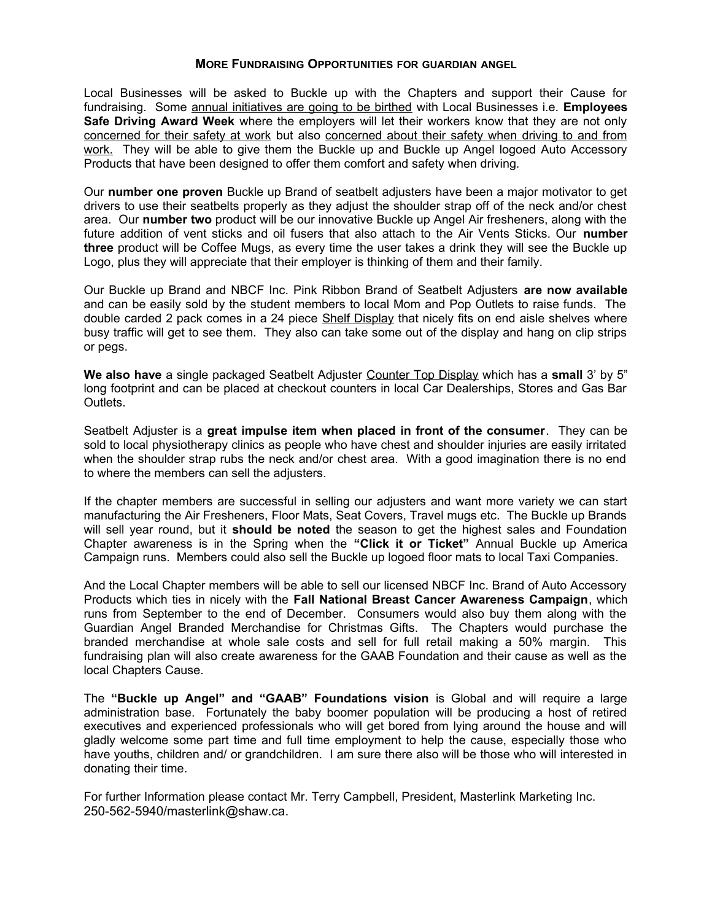## More Fundraising Opportunities for guardian angel

Local Businesses will be asked to Buckle up with the Chapters and support their Cause for fundraising. Some annual initiatives are going to be birthed with Local Businesses i.e. **Employees Safe Driving Award Week** where the employers will let their workers know that they are not only concerned for their safety at work but also concerned about their safety when driving to and from work. They will be able to give them the Buckle up and Buckle up Angel logoed Auto Accessory Products that have been designed to offer them comfort and safety when driving.

Our **number one proven** Buckle up Brand of seatbelt adjusters have been a major motivator to get drivers to use their seatbelts properly as they adjust the shoulder strap off of the neck and/or chest area. Our **number two** product will be our innovative Buckle up Angel Air fresheners, along with the future addition of vent sticks and oil fusers that also attach to the Air Vents Sticks. Our **number three** product will be Coffee Mugs, as every time the user takes a drink they will see the Buckle up Logo, plus they will appreciate that their employer is thinking of them and their family.

Our Buckle up Brand and NBCF Inc. Pink Ribbon Brand of Seatbelt Adjusters **are now available** and can be easily sold by the student members to local Mom and Pop Outlets to raise funds. The double carded 2 pack comes in a 24 piece Shelf Display that nicely fits on end aisle shelves where busy traffic will get to see them. They also can take some out of the display and hang on clip strips or pegs.

**We also have** a single packaged Seatbelt Adjuster Counter Top Display which has a **small** 3' by 5" long footprint and can be placed at checkout counters in local Car Dealerships, Stores and Gas Bar Outlets.

Seatbelt Adjuster is a **great impulse item when placed in front of the consumer**. They can be sold to local physiotherapy clinics as people who have chest and shoulder injuries are easily irritated when the shoulder strap rubs the neck and/or chest area. With a good imagination there is no end to where the members can sell the adjusters.

If the chapter members are successful in selling our adjusters and want more variety we can start manufacturing the Air Fresheners, Floor Mats, Seat Covers, Travel mugs etc. The Buckle up Brands will sell year round, but it **should be noted** the season to get the highest sales and Foundation Chapter awareness is in the Spring when the **"Click it or Ticket"** Annual Buckle up America Campaign runs. Members could also sell the Buckle up logoed floor mats to local Taxi Companies.

And the Local Chapter members will be able to sell our licensed NBCF Inc. Brand of Auto Accessory Products which ties in nicely with the **Fall National Breast Cancer Awareness Campaign**, which runs from September to the end of December. Consumers would also buy them along with the Guardian Angel Branded Merchandise for Christmas Gifts. The Chapters would purchase the branded merchandise at whole sale costs and sell for full retail making a 50% margin. This fundraising plan will also create awareness for the GAAB Foundation and their cause as well as the local Chapters Cause.

The **"Buckle up Angel" and "GAAB" Foundations vision** is Global and will require a large administration base. Fortunately the baby boomer population will be producing a host of retired executives and experienced professionals who will get bored from lying around the house and will gladly welcome some part time and full time employment to help the cause, especially those who have youths, children and/ or grandchildren. I am sure there also will be those who will interested in donating their time.

For further Information please contact Mr. Terry Campbell, President, Masterlink Marketing Inc. 250-562-5940/masterlink@shaw.ca.